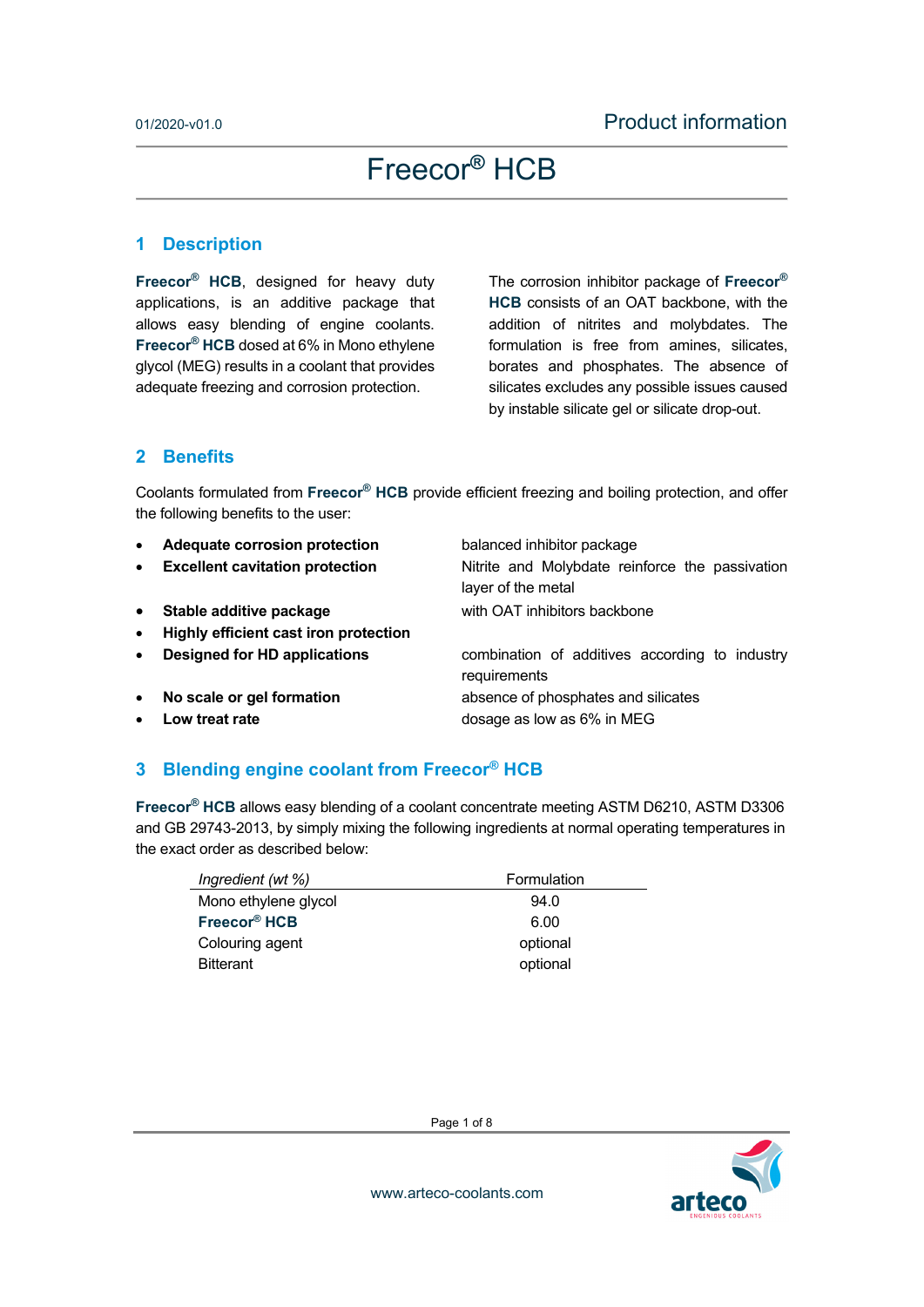# Freecor® HCB

## 1 Description

**Freecor® HCB**, designed for heavy duty applications, is an additive package that allows easy blending of engine coolants. **Freecor® HCB** dosed at 6% in Mono ethylene glycol (MEG) results in a coolant that provides adequate freezing and corrosion protection.

The corrosion inhibitor package of **Freecor® HCB** consists of an OAT backbone, with the addition of nitrites and molybdates. The formulation is free from amines, silicates, borates and phosphates. The absence of silicates excludes any possible issues caused by instable silicate gel or silicate drop-out.

## 2 Benefits

Coolants formulated from **Freecor® HCB** provide efficient freezing and boiling protection, and offer the following benefits to the user:

- **Adequate corrosion protection** — balanced inhibitor package
- **Excellent cavitation protection** — Nitrite and Molybdate reinforce the passivation layer of the metal
- **Stable additive package** — with OAT inhibitors backbone
- **Highly efficient cast iron protection**
- **Designed for HD applications** — combination of additives according to industry requirements
- **No scale or gel formation** — absence of phosphates and silicates
- **Low treat rate** — dosage as low as 6% in MEG

## 3 Blending engine coolant from Freecor® HCB

**Freecor® HCB** allows easy blending of a coolant concentrate meeting ASTM D6210, ASTM D3306 and GB 29743-2013, by simply mixing the following ingredients at normal operating temperatures in the exact order as described below:

| *Ingredient (wt %)* | Formulation |
|---|---|
| Mono ethylene glycol | 94.0 |
| **Freecor® HCB** | 6.00 |
| Colouring agent | optional |
| Bitterant | optional |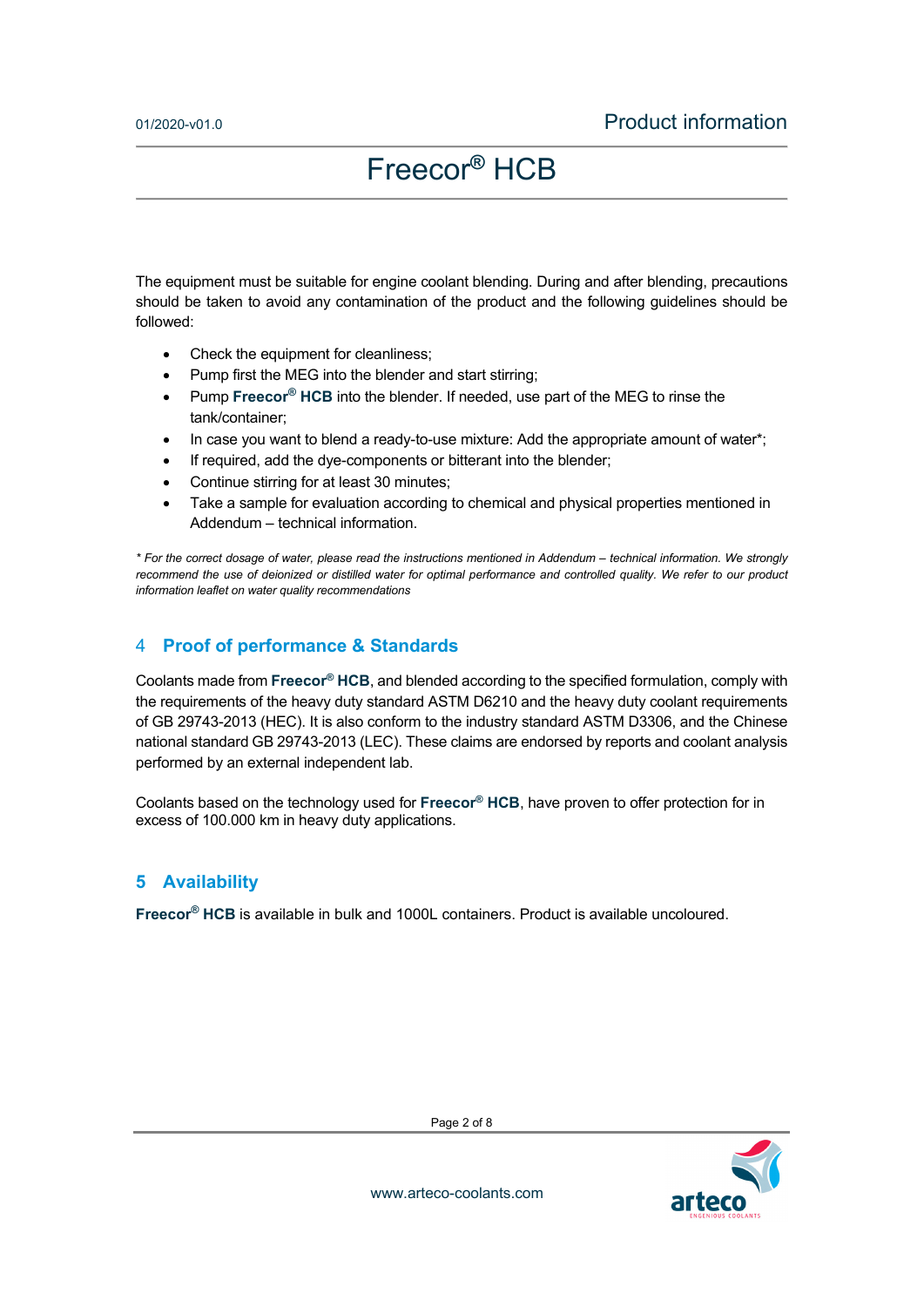The equipment must be suitable for engine coolant blending. During and after blending, precautions should be taken to avoid any contamination of the product and the following guidelines should be followed:

- Check the equipment for cleanliness;
- Pump first the MEG into the blender and start stirring;
- Pump **Freecor® HCB** into the blender. If needed, use part of the MEG to rinse the tank/container;
- In case you want to blend a ready-to-use mixture: Add the appropriate amount of water*;
- If required, add the dye-components or bitterant into the blender;
- Continue stirring for at least 30 minutes;
- Take a sample for evaluation according to chemical and physical properties mentioned in Addendum – technical information.

*\* For the correct dosage of water, please read the instructions mentioned in Addendum – technical information. We strongly recommend the use of deionized or distilled water for optimal performance and controlled quality. We refer to our product information leaflet on water quality recommendations*

## 4 Proof of performance & Standards

Coolants made from **Freecor® HCB**, and blended according to the specified formulation, comply with the requirements of the heavy duty standard ASTM D6210 and the heavy duty coolant requirements of GB 29743-2013 (HEC). It is also conform to the industry standard ASTM D3306, and the Chinese national standard GB 29743-2013 (LEC). These claims are endorsed by reports and coolant analysis performed by an external independent lab.

Coolants based on the technology used for **Freecor® HCB**, have proven to offer protection for in excess of 100.000 km in heavy duty applications.

## 5 Availability

**Freecor® HCB** is available in bulk and 1000L containers. Product is available uncoloured.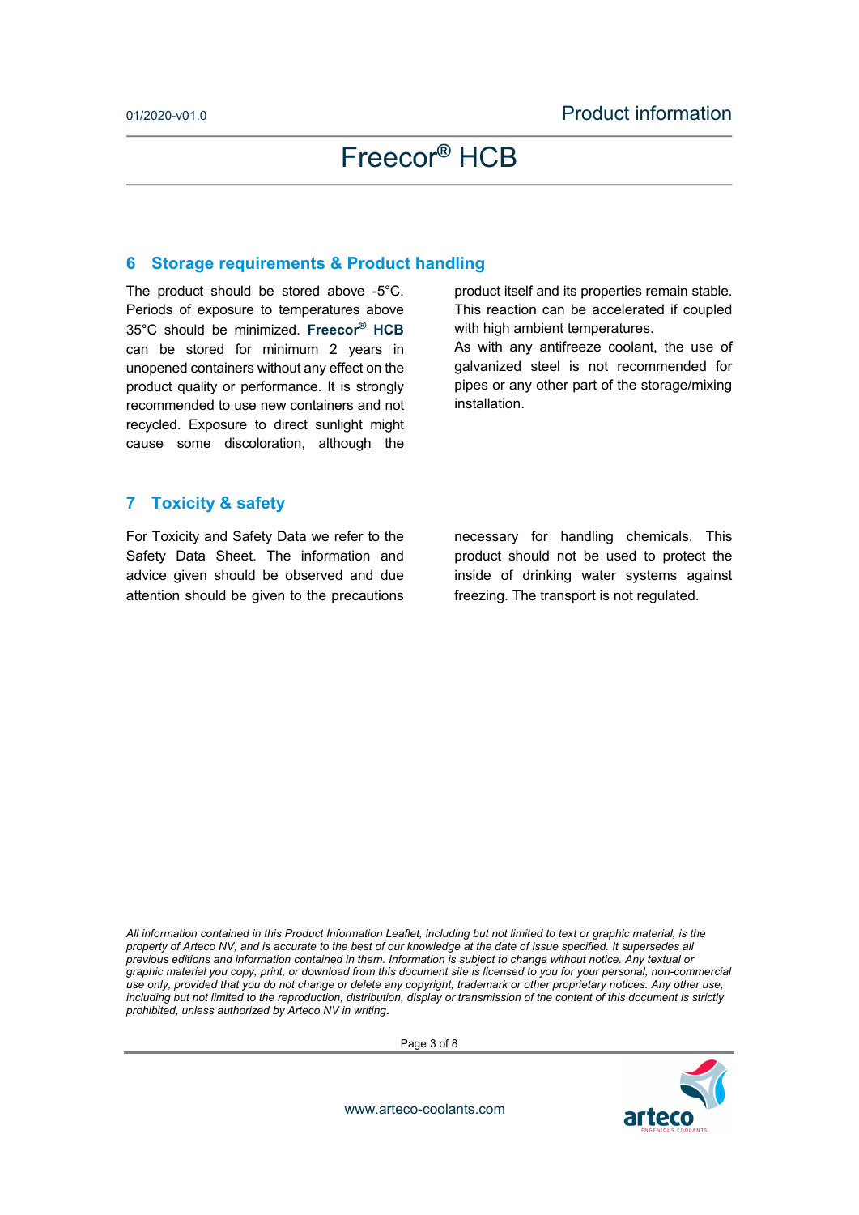## 6 Storage requirements & Product handling

The product should be stored above -5°C. Periods of exposure to temperatures above 35°C should be minimized. **Freecor® HCB** can be stored for minimum 2 years in unopened containers without any effect on the product quality or performance. It is strongly recommended to use new containers and not recycled. Exposure to direct sunlight might cause some discoloration, although the product itself and its properties remain stable. This reaction can be accelerated if coupled with high ambient temperatures.

As with any antifreeze coolant, the use of galvanized steel is not recommended for pipes or any other part of the storage/mixing installation.

## 7 Toxicity & safety

For Toxicity and Safety Data we refer to the Safety Data Sheet. The information and advice given should be observed and due attention should be given to the precautions necessary for handling chemicals. This product should not be used to protect the inside of drinking water systems against freezing. The transport is not regulated.

*All information contained in this Product Information Leaflet, including but not limited to text or graphic material, is the property of Arteco NV, and is accurate to the best of our knowledge at the date of issue specified. It supersedes all previous editions and information contained in them. Information is subject to change without notice. Any textual or graphic material you copy, print, or download from this document site is licensed to you for your personal, non-commercial use only, provided that you do not change or delete any copyright, trademark or other proprietary notices. Any other use, including but not limited to the reproduction, distribution, display or transmission of the content of this document is strictly prohibited, unless authorized by Arteco NV in writing.*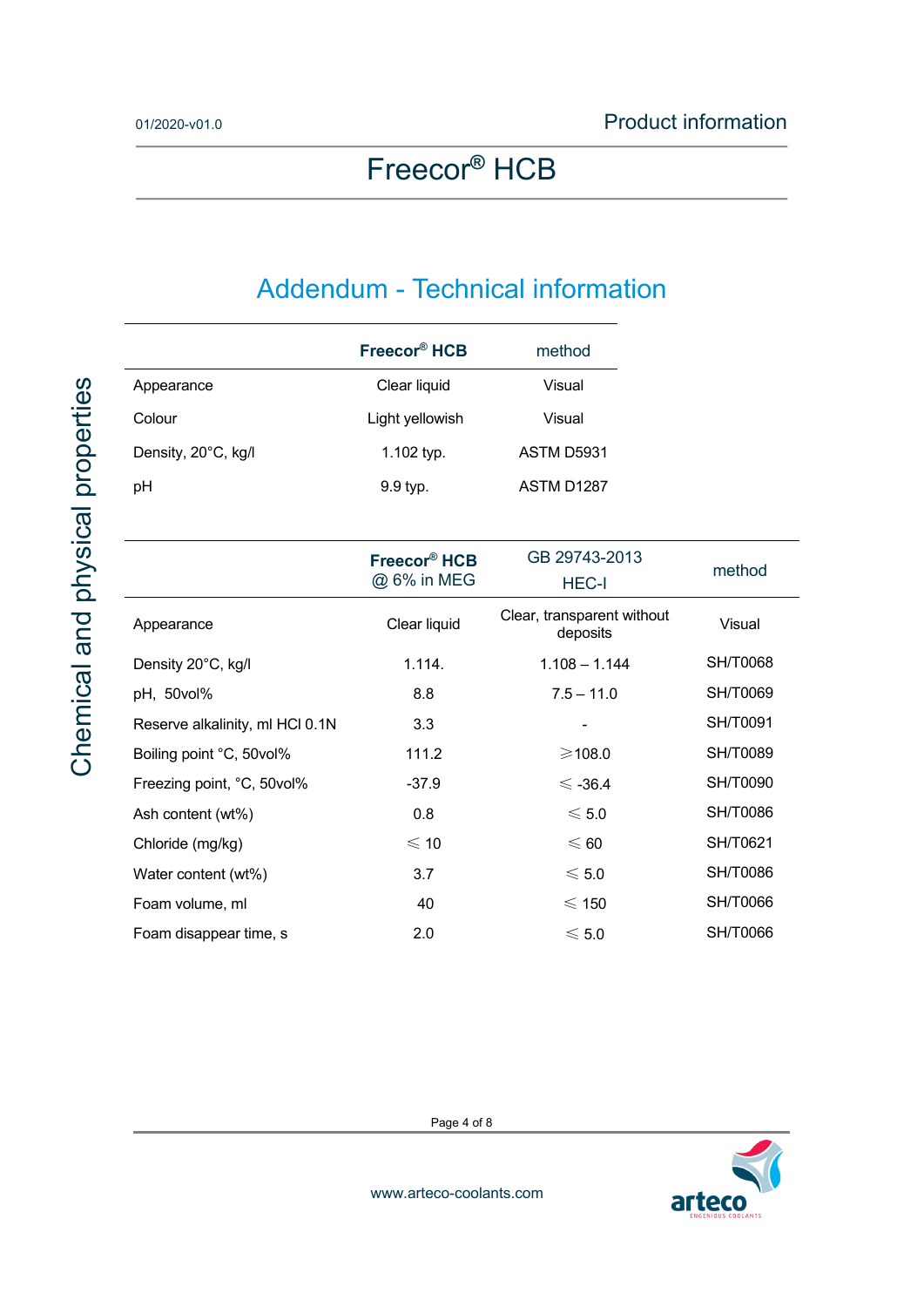# Freecor® HCB

## Addendum - Technical information

Chemical and physical properties

| | Freecor® HCB | method |
|---|---|---|
| Appearance | Clear liquid | Visual |
| Colour | Light yellowish | Visual |
| Density, 20°C, kg/l | 1.102 typ. | ASTM D5931 |
| pH | 9.9 typ. | ASTM D1287 |

| | Freecor® HCB @ 6% in MEG | GB 29743-2013 HEC-I | method |
|---|---|---|---|
| Appearance | Clear liquid | Clear, transparent without deposits | Visual |
| Density 20°C, kg/l | 1.114. | 1.108 – 1.144 | SH/T0068 |
| pH, 50vol% | 8.8 | 7.5 – 11.0 | SH/T0069 |
| Reserve alkalinity, ml HCl 0.1N | 3.3 | - | SH/T0091 |
| Boiling point °C, 50vol% | 111.2 | ⩾108.0 | SH/T0089 |
| Freezing point, °C, 50vol% | -37.9 | ⩽ -36.4 | SH/T0090 |
| Ash content (wt%) | 0.8 | ⩽ 5.0 | SH/T0086 |
| Chloride (mg/kg) | ⩽ 10 | ⩽ 60 | SH/T0621 |
| Water content (wt%) | 3.7 | ⩽ 5.0 | SH/T0086 |
| Foam volume, ml | 40 | ⩽ 150 | SH/T0066 |
| Foam disappear time, s | 2.0 | ⩽ 5.0 | SH/T0066 |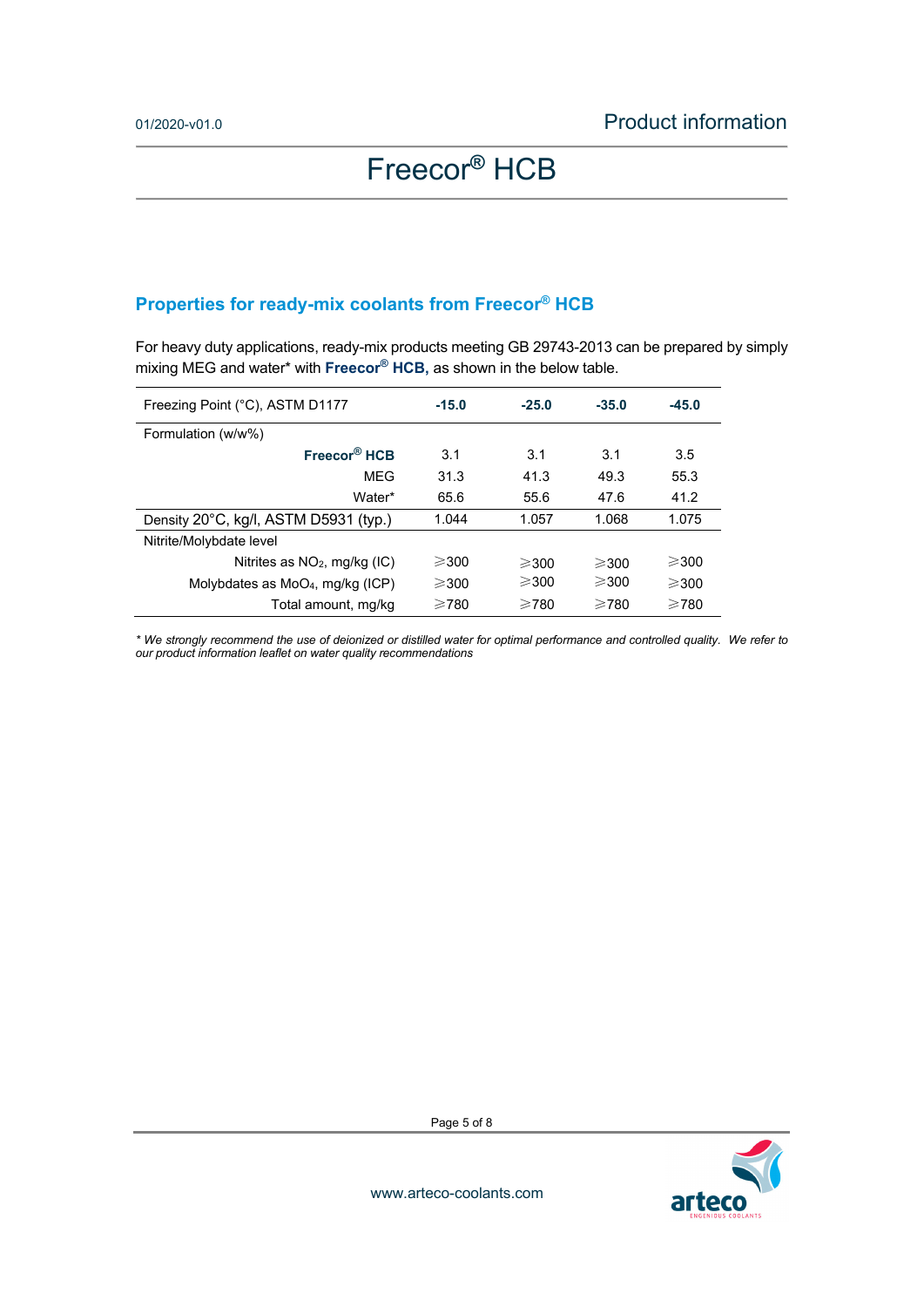## Properties for ready-mix coolants from Freecor® HCB

For heavy duty applications, ready-mix products meeting GB 29743-2013 can be prepared by simply mixing MEG and water* with **Freecor® HCB,** as shown in the below table.

| Freezing Point (°C), ASTM D1177 | **-15.0** | **-25.0** | **-35.0** | **-45.0** |
|---|---|---|---|---|
| Formulation (w/w%) | | | | |
| **Freecor® HCB** | 3.1 | 3.1 | 3.1 | 3.5 |
| MEG | 31.3 | 41.3 | 49.3 | 55.3 |
| Water* | 65.6 | 55.6 | 47.6 | 41.2 |
| Density 20°C, kg/l, ASTM D5931 (typ.) | 1.044 | 1.057 | 1.068 | 1.075 |
| Nitrite/Molybdate level | | | | |
| Nitrites as $NO_2$, mg/kg (IC) | ⩾300 | ⩾300 | ⩾300 | ⩾300 |
| Molybdates as $MoO_4$, mg/kg (ICP) | ⩾300 | ⩾300 | ⩾300 | ⩾300 |
| Total amount, mg/kg | ⩾780 | ⩾780 | ⩾780 | ⩾780 |

*\* We strongly recommend the use of deionized or distilled water for optimal performance and controlled quality. We refer to our product information leaflet on water quality recommendations*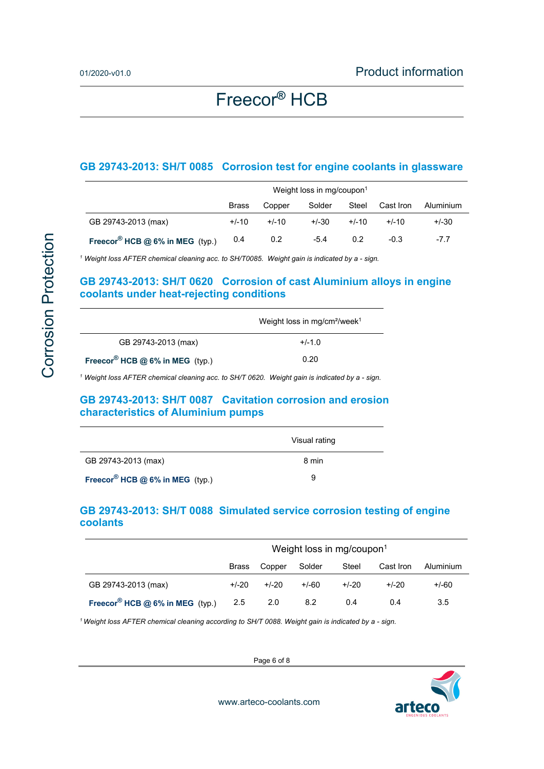# Freecor® HCB

Corrosion Protection

## GB 29743-2013: SH/T 0085 Corrosion test for engine coolants in glassware

| | Weight loss in mg/coupon[1] | | | | | |
|---|---|---|---|---|---|---|
| | Brass | Copper | Solder | Steel | Cast Iron | Aluminium |
| GB 29743-2013 (max) | +/-10 | +/-10 | +/-30 | +/-10 | +/-10 | +/-30 |
| **Freecor® HCB @ 6% in MEG** (typ.) | 0.4 | 0.2 | -5.4 | 0.2 | -0.3 | -7.7 |

*[1] Weight loss AFTER chemical cleaning acc. to SH/T0085. Weight gain is indicated by a - sign.*

## GB 29743-2013: SH/T 0620 Corrosion of cast Aluminium alloys in engine coolants under heat-rejecting conditions

| | Weight loss in mg/cm²/week[1] |
|---|---|
| GB 29743-2013 (max) | +/-1.0 |
| **Freecor® HCB @ 6% in MEG** (typ.) | 0.20 |

*[1] Weight loss AFTER chemical cleaning acc. to SH/T 0620. Weight gain is indicated by a - sign.*

## GB 29743-2013: SH/T 0087 Cavitation corrosion and erosion characteristics of Aluminium pumps

| | Visual rating |
|---|---|
| GB 29743-2013 (max) | 8 min |
| **Freecor® HCB @ 6% in MEG** (typ.) | 9 |

## GB 29743-2013: SH/T 0088 Simulated service corrosion testing of engine coolants

| | Weight loss in mg/coupon[1] | | | | | |
|---|---|---|---|---|---|---|
| | Brass | Copper | Solder | Steel | Cast Iron | Aluminium |
| GB 29743-2013 (max) | +/-20 | +/-20 | +/-60 | +/-20 | +/-20 | +/-60 |
| **Freecor® HCB @ 6% in MEG** (typ.) | 2.5 | 2.0 | 8.2 | 0.4 | 0.4 | 3.5 |

*[1] Weight loss AFTER chemical cleaning according to SH/T 0088. Weight gain is indicated by a - sign.*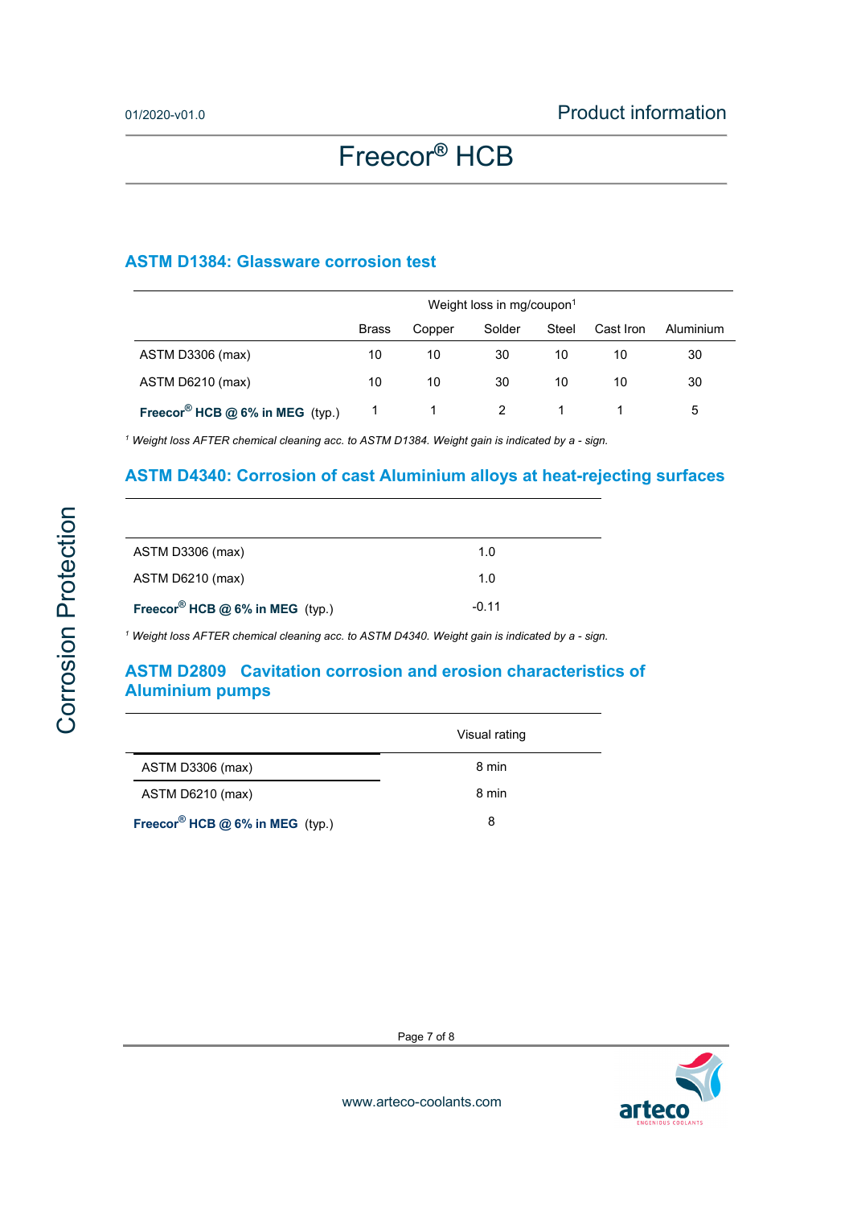## ASTM D1384: Glassware corrosion test

| | Weight loss in mg/coupon[1] | | | | | |
|---|---|---|---|---|---|---|
| | Brass | Copper | Solder | Steel | Cast Iron | Aluminium |
| ASTM D3306 (max) | 10 | 10 | 30 | 10 | 10 | 30 |
| ASTM D6210 (max) | 10 | 10 | 30 | 10 | 10 | 30 |
| **Freecor® HCB @ 6% in MEG** (typ.) | 1 | 1 | 2 | 1 | 1 | 5 |

*[1] Weight loss AFTER chemical cleaning acc. to ASTM D1384. Weight gain is indicated by a - sign.*

## ASTM D4340: Corrosion of cast Aluminium alloys at heat-rejecting surfaces

| | |
|---|---|
| ASTM D3306 (max) | 1.0 |
| ASTM D6210 (max) | 1.0 |
| **Freecor® HCB @ 6% in MEG** (typ.) | -0.11 |

*[1] Weight loss AFTER chemical cleaning acc. to ASTM D4340. Weight gain is indicated by a - sign.*

## ASTM D2809 Cavitation corrosion and erosion characteristics of Aluminium pumps

| | Visual rating |
|---|---|
| ASTM D3306 (max) | 8 min |
| ASTM D6210 (max) | 8 min |
| **Freecor® HCB @ 6% in MEG** (typ.) | 8 |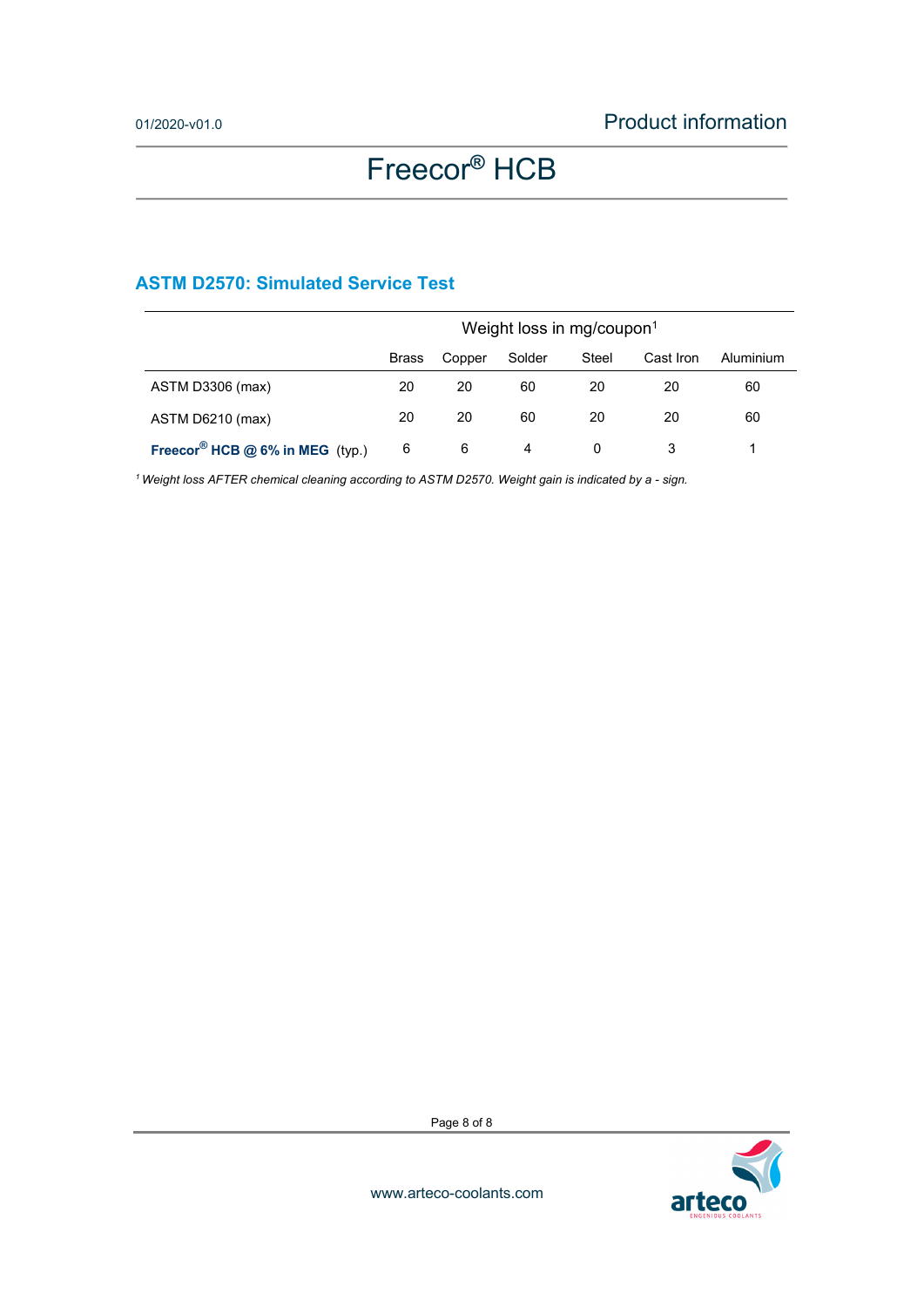## ASTM D2570: Simulated Service Test

| | Weight loss in mg/coupon[1] | | | | | |
|---|---|---|---|---|---|---|
| | Brass | Copper | Solder | Steel | Cast Iron | Aluminium |
| ASTM D3306 (max) | 20 | 20 | 60 | 20 | 20 | 60 |
| ASTM D6210 (max) | 20 | 20 | 60 | 20 | 20 | 60 |
| **Freecor® HCB @ 6% in MEG** (typ.) | 6 | 6 | 4 | 0 | 3 | 1 |

*[1] Weight loss AFTER chemical cleaning according to ASTM D2570. Weight gain is indicated by a - sign.*